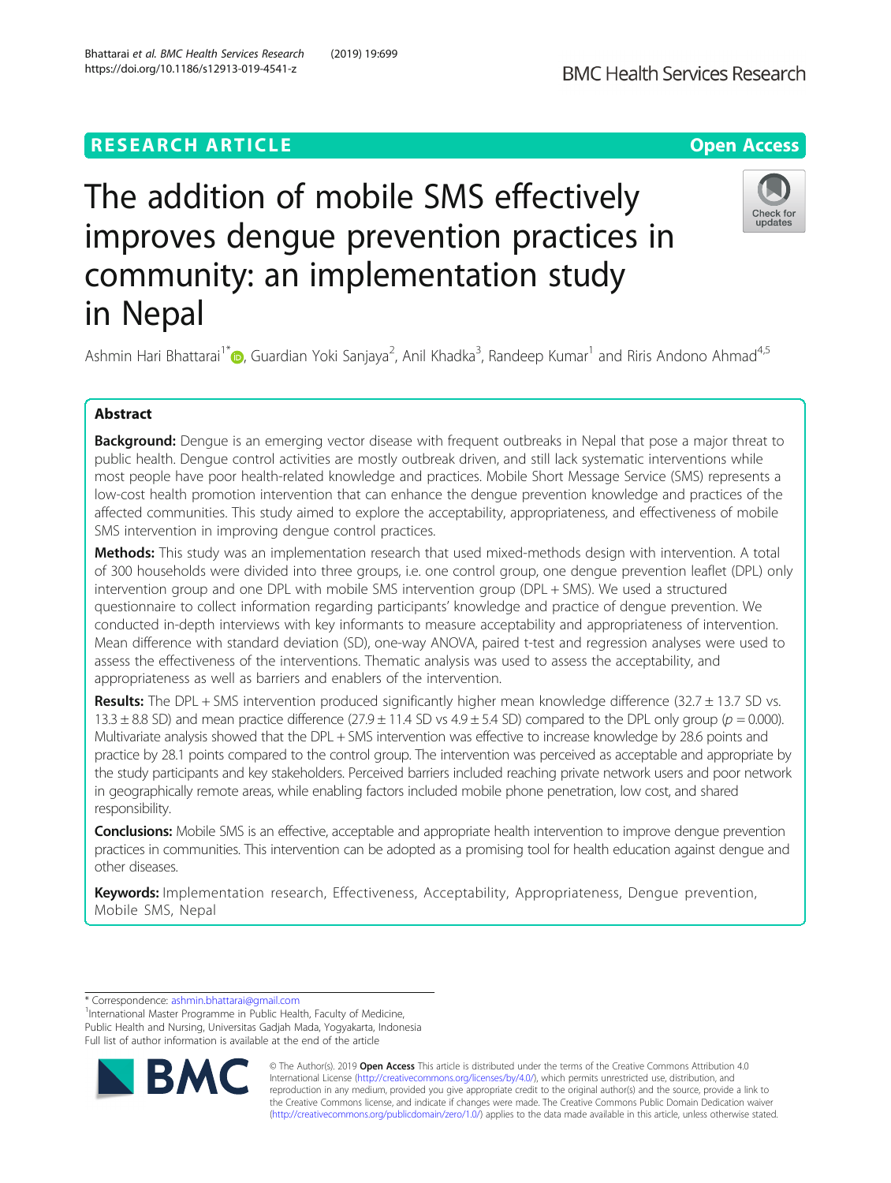RESEARCH ARTICLE

Open Access

# The addition of mobile SMS effectively improves dengue prevention practices in community: an implementation study in Nepal

Ashmin Hari Bhattarai[1*], Guardian Yoki Sanjaya[2], Anil Khadka[3], Randeep Kumar[1] and Riris Andono Ahmad[4,5]

## Abstract

**Background:** Dengue is an emerging vector disease with frequent outbreaks in Nepal that pose a major threat to public health. Dengue control activities are mostly outbreak driven, and still lack systematic interventions while most people have poor health-related knowledge and practices. Mobile Short Message Service (SMS) represents a low-cost health promotion intervention that can enhance the dengue prevention knowledge and practices of the affected communities. This study aimed to explore the acceptability, appropriateness, and effectiveness of mobile SMS intervention in improving dengue control practices.

**Methods:** This study was an implementation research that used mixed-methods design with intervention. A total of 300 households were divided into three groups, i.e. one control group, one dengue prevention leaflet (DPL) only intervention group and one DPL with mobile SMS intervention group (DPL + SMS). We used a structured questionnaire to collect information regarding participants' knowledge and practice of dengue prevention. We conducted in-depth interviews with key informants to measure acceptability and appropriateness of intervention. Mean difference with standard deviation (SD), one-way ANOVA, paired t-test and regression analyses were used to assess the effectiveness of the interventions. Thematic analysis was used to assess the acceptability, and appropriateness as well as barriers and enablers of the intervention.

**Results:** The DPL + SMS intervention produced significantly higher mean knowledge difference (32.7 ± 13.7 SD vs. 13.3 ± 8.8 SD) and mean practice difference (27.9 ± 11.4 SD vs 4.9 ± 5.4 SD) compared to the DPL only group ($p = 0.000$). Multivariate analysis showed that the DPL + SMS intervention was effective to increase knowledge by 28.6 points and practice by 28.1 points compared to the control group. The intervention was perceived as acceptable and appropriate by the study participants and key stakeholders. Perceived barriers included reaching private network users and poor network in geographically remote areas, while enabling factors included mobile phone penetration, low cost, and shared responsibility.

**Conclusions:** Mobile SMS is an effective, acceptable and appropriate health intervention to improve dengue prevention practices in communities. This intervention can be adopted as a promising tool for health education against dengue and other diseases.

**Keywords:** Implementation research, Effectiveness, Acceptability, Appropriateness, Dengue prevention, Mobile SMS, Nepal

---

* Correspondence: ashmin.bhattarai@gmail.com
[1]International Master Programme in Public Health, Faculty of Medicine, Public Health and Nursing, Universitas Gadjah Mada, Yogyakarta, Indonesia
Full list of author information is available at the end of the article

© The Author(s). 2019 **Open Access** This article is distributed under the terms of the Creative Commons Attribution 4.0 International License (http://creativecommons.org/licenses/by/4.0/), which permits unrestricted use, distribution, and reproduction in any medium, provided you give appropriate credit to the original author(s) and the source, provide a link to the Creative Commons license, and indicate if changes were made. The Creative Commons Public Domain Dedication waiver (http://creativecommons.org/publicdomain/zero/1.0/) applies to the data made available in this article, unless otherwise stated.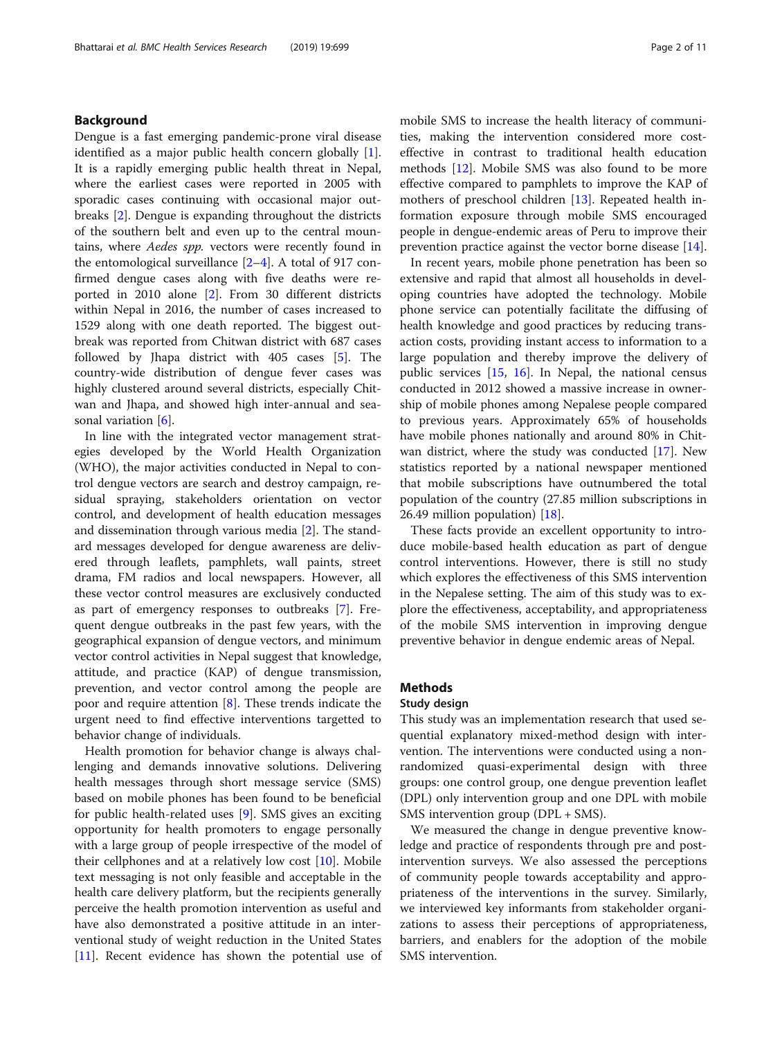## Background

Dengue is a fast emerging pandemic-prone viral disease identified as a major public health concern globally [1]. It is a rapidly emerging public health threat in Nepal, where the earliest cases were reported in 2005 with sporadic cases continuing with occasional major outbreaks [2]. Dengue is expanding throughout the districts of the southern belt and even up to the central mountains, where *Aedes spp.* vectors were recently found in the entomological surveillance [2–4]. A total of 917 confirmed dengue cases along with five deaths were reported in 2010 alone [2]. From 30 different districts within Nepal in 2016, the number of cases increased to 1529 along with one death reported. The biggest outbreak was reported from Chitwan district with 687 cases followed by Jhapa district with 405 cases [5]. The country-wide distribution of dengue fever cases was highly clustered around several districts, especially Chitwan and Jhapa, and showed high inter-annual and seasonal variation [6].

In line with the integrated vector management strategies developed by the World Health Organization (WHO), the major activities conducted in Nepal to control dengue vectors are search and destroy campaign, residual spraying, stakeholders orientation on vector control, and development of health education messages and dissemination through various media [2]. The standard messages developed for dengue awareness are delivered through leaflets, pamphlets, wall paints, street drama, FM radios and local newspapers. However, all these vector control measures are exclusively conducted as part of emergency responses to outbreaks [7]. Frequent dengue outbreaks in the past few years, with the geographical expansion of dengue vectors, and minimum vector control activities in Nepal suggest that knowledge, attitude, and practice (KAP) of dengue transmission, prevention, and vector control among the people are poor and require attention [8]. These trends indicate the urgent need to find effective interventions targetted to behavior change of individuals.

Health promotion for behavior change is always challenging and demands innovative solutions. Delivering health messages through short message service (SMS) based on mobile phones has been found to be beneficial for public health-related uses [9]. SMS gives an exciting opportunity for health promoters to engage personally with a large group of people irrespective of the model of their cellphones and at a relatively low cost [10]. Mobile text messaging is not only feasible and acceptable in the health care delivery platform, but the recipients generally perceive the health promotion intervention as useful and have also demonstrated a positive attitude in an interventional study of weight reduction in the United States [11]. Recent evidence has shown the potential use of mobile SMS to increase the health literacy of communities, making the intervention considered more cost-effective in contrast to traditional health education methods [12]. Mobile SMS was also found to be more effective compared to pamphlets to improve the KAP of mothers of preschool children [13]. Repeated health information exposure through mobile SMS encouraged people in dengue-endemic areas of Peru to improve their prevention practice against the vector borne disease [14].

In recent years, mobile phone penetration has been so extensive and rapid that almost all households in developing countries have adopted the technology. Mobile phone service can potentially facilitate the diffusing of health knowledge and good practices by reducing transaction costs, providing instant access to information to a large population and thereby improve the delivery of public services [15, 16]. In Nepal, the national census conducted in 2012 showed a massive increase in ownership of mobile phones among Nepalese people compared to previous years. Approximately 65% of households have mobile phones nationally and around 80% in Chitwan district, where the study was conducted [17]. New statistics reported by a national newspaper mentioned that mobile subscriptions have outnumbered the total population of the country (27.85 million subscriptions in 26.49 million population) [18].

These facts provide an excellent opportunity to introduce mobile-based health education as part of dengue control interventions. However, there is still no study which explores the effectiveness of this SMS intervention in the Nepalese setting. The aim of this study was to explore the effectiveness, acceptability, and appropriateness of the mobile SMS intervention in improving dengue preventive behavior in dengue endemic areas of Nepal.

## Methods

### Study design

This study was an implementation research that used sequential explanatory mixed-method design with intervention. The interventions were conducted using a non-randomized quasi-experimental design with three groups: one control group, one dengue prevention leaflet (DPL) only intervention group and one DPL with mobile SMS intervention group (DPL + SMS).

We measured the change in dengue preventive knowledge and practice of respondents through pre and post-intervention surveys. We also assessed the perceptions of community people towards acceptability and appropriateness of the interventions in the survey. Similarly, we interviewed key informants from stakeholder organizations to assess their perceptions of appropriateness, barriers, and enablers for the adoption of the mobile SMS intervention.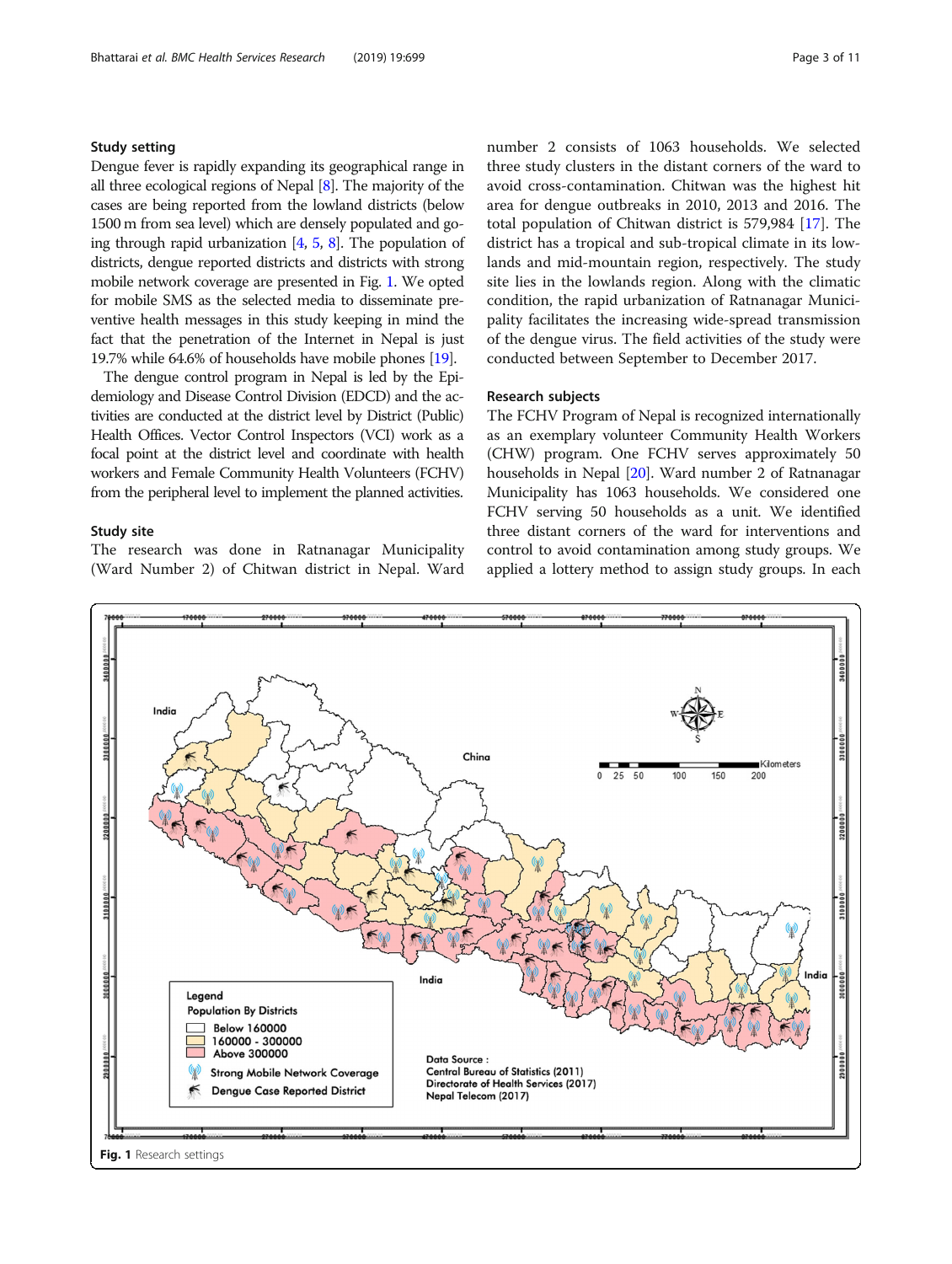### Study setting

Dengue fever is rapidly expanding its geographical range in all three ecological regions of Nepal [8]. The majority of the cases are being reported from the lowland districts (below 1500 m from sea level) which are densely populated and going through rapid urbanization [4, 5, 8]. The population of districts, dengue reported districts and districts with strong mobile network coverage are presented in Fig. 1. We opted for mobile SMS as the selected media to disseminate preventive health messages in this study keeping in mind the fact that the penetration of the Internet in Nepal is just 19.7% while 64.6% of households have mobile phones [19].

The dengue control program in Nepal is led by the Epidemiology and Disease Control Division (EDCD) and the activities are conducted at the district level by District (Public) Health Offices. Vector Control Inspectors (VCI) work as a focal point at the district level and coordinate with health workers and Female Community Health Volunteers (FCHV) from the peripheral level to implement the planned activities.

### Study site

The research was done in Ratnanagar Municipality (Ward Number 2) of Chitwan district in Nepal. Ward number 2 consists of 1063 households. We selected three study clusters in the distant corners of the ward to avoid cross-contamination. Chitwan was the highest hit area for dengue outbreaks in 2010, 2013 and 2016. The total population of Chitwan district is 579,984 [17]. The district has a tropical and sub-tropical climate in its lowlands and mid-mountain region, respectively. The study site lies in the lowlands region. Along with the climatic condition, the rapid urbanization of Ratnanagar Municipality facilitates the increasing wide-spread transmission of the dengue virus. The field activities of the study were conducted between September to December 2017.

### Research subjects

The FCHV Program of Nepal is recognized internationally as an exemplary volunteer Community Health Workers (CHW) program. One FCHV serves approximately 50 households in Nepal [20]. Ward number 2 of Ratnanagar Municipality has 1063 households. We considered one FCHV serving 50 households as a unit. We identified three distant corners of the ward for interventions and control to avoid contamination among study groups. We applied a lottery method to assign study groups. In each

**Fig. 1** Research settings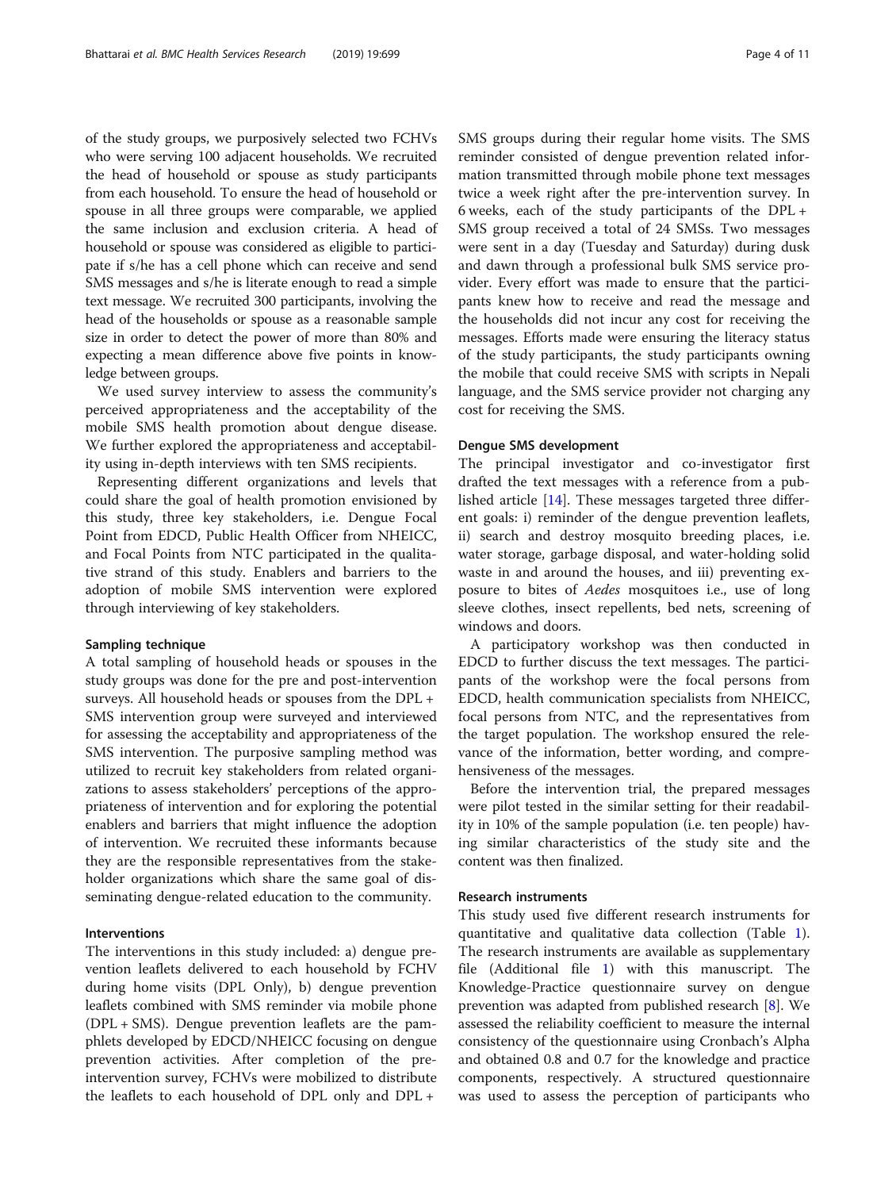of the study groups, we purposively selected two FCHVs who were serving 100 adjacent households. We recruited the head of household or spouse as study participants from each household. To ensure the head of household or spouse in all three groups were comparable, we applied the same inclusion and exclusion criteria. A head of household or spouse was considered as eligible to participate if s/he has a cell phone which can receive and send SMS messages and s/he is literate enough to read a simple text message. We recruited 300 participants, involving the head of the households or spouse as a reasonable sample size in order to detect the power of more than 80% and expecting a mean difference above five points in knowledge between groups.

We used survey interview to assess the community's perceived appropriateness and the acceptability of the mobile SMS health promotion about dengue disease. We further explored the appropriateness and acceptability using in-depth interviews with ten SMS recipients.

Representing different organizations and levels that could share the goal of health promotion envisioned by this study, three key stakeholders, i.e. Dengue Focal Point from EDCD, Public Health Officer from NHEICC, and Focal Points from NTC participated in the qualitative strand of this study. Enablers and barriers to the adoption of mobile SMS intervention were explored through interviewing of key stakeholders.

#### Sampling technique

A total sampling of household heads or spouses in the study groups was done for the pre and post-intervention surveys. All household heads or spouses from the DPL + SMS intervention group were surveyed and interviewed for assessing the acceptability and appropriateness of the SMS intervention. The purposive sampling method was utilized to recruit key stakeholders from related organizations to assess stakeholders' perceptions of the appropriateness of intervention and for exploring the potential enablers and barriers that might influence the adoption of intervention. We recruited these informants because they are the responsible representatives from the stakeholder organizations which share the same goal of disseminating dengue-related education to the community.

#### Interventions

The interventions in this study included: a) dengue prevention leaflets delivered to each household by FCHV during home visits (DPL Only), b) dengue prevention leaflets combined with SMS reminder via mobile phone (DPL + SMS). Dengue prevention leaflets are the pamphlets developed by EDCD/NHEICC focusing on dengue prevention activities. After completion of the pre-intervention survey, FCHVs were mobilized to distribute the leaflets to each household of DPL only and DPL + SMS groups during their regular home visits. The SMS reminder consisted of dengue prevention related information transmitted through mobile phone text messages twice a week right after the pre-intervention survey. In 6 weeks, each of the study participants of the DPL + SMS group received a total of 24 SMSs. Two messages were sent in a day (Tuesday and Saturday) during dusk and dawn through a professional bulk SMS service provider. Every effort was made to ensure that the participants knew how to receive and read the message and the households did not incur any cost for receiving the messages. Efforts made were ensuring the literacy status of the study participants, the study participants owning the mobile that could receive SMS with scripts in Nepali language, and the SMS service provider not charging any cost for receiving the SMS.

#### Dengue SMS development

The principal investigator and co-investigator first drafted the text messages with a reference from a published article [14]. These messages targeted three different goals: i) reminder of the dengue prevention leaflets, ii) search and destroy mosquito breeding places, i.e. water storage, garbage disposal, and water-holding solid waste in and around the houses, and iii) preventing exposure to bites of *Aedes* mosquitoes i.e., use of long sleeve clothes, insect repellents, bed nets, screening of windows and doors.

A participatory workshop was then conducted in EDCD to further discuss the text messages. The participants of the workshop were the focal persons from EDCD, health communication specialists from NHEICC, focal persons from NTC, and the representatives from the target population. The workshop ensured the relevance of the information, better wording, and comprehensiveness of the messages.

Before the intervention trial, the prepared messages were pilot tested in the similar setting for their readability in 10% of the sample population (i.e. ten people) having similar characteristics of the study site and the content was then finalized.

#### Research instruments

This study used five different research instruments for quantitative and qualitative data collection (Table 1). The research instruments are available as supplementary file (Additional file 1) with this manuscript. The Knowledge-Practice questionnaire survey on dengue prevention was adapted from published research [8]. We assessed the reliability coefficient to measure the internal consistency of the questionnaire using Cronbach's Alpha and obtained 0.8 and 0.7 for the knowledge and practice components, respectively. A structured questionnaire was used to assess the perception of participants who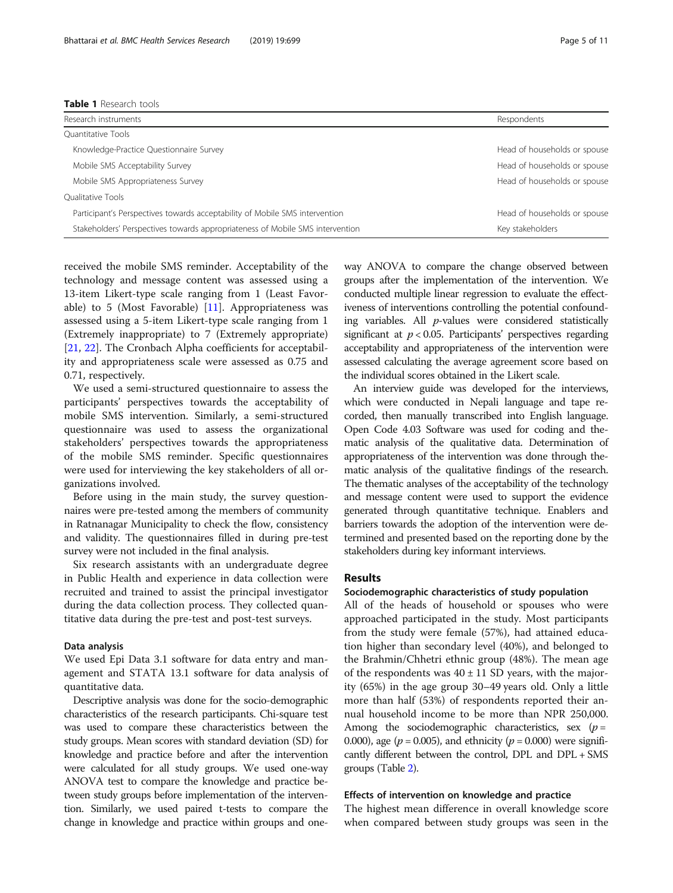**Table 1** Research tools

| Research instruments | Respondents |
| --- | --- |
| Quantitative Tools | |
| Knowledge-Practice Questionnaire Survey | Head of households or spouse |
| Mobile SMS Acceptability Survey | Head of households or spouse |
| Mobile SMS Appropriateness Survey | Head of households or spouse |
| Qualitative Tools | |
| Participant's Perspectives towards acceptability of Mobile SMS intervention | Head of households or spouse |
| Stakeholders' Perspectives towards appropriateness of Mobile SMS intervention | Key stakeholders |

received the mobile SMS reminder. Acceptability of the technology and message content was assessed using a 13-item Likert-type scale ranging from 1 (Least Favorable) to 5 (Most Favorable) [11]. Appropriateness was assessed using a 5-item Likert-type scale ranging from 1 (Extremely inappropriate) to 7 (Extremely appropriate) [21, 22]. The Cronbach Alpha coefficients for acceptability and appropriateness scale were assessed as 0.75 and 0.71, respectively.

We used a semi-structured questionnaire to assess the participants' perspectives towards the acceptability of mobile SMS intervention. Similarly, a semi-structured questionnaire was used to assess the organizational stakeholders' perspectives towards the appropriateness of the mobile SMS reminder. Specific questionnaires were used for interviewing the key stakeholders of all organizations involved.

Before using in the main study, the survey questionnaires were pre-tested among the members of community in Ratnanagar Municipality to check the flow, consistency and validity. The questionnaires filled in during pre-test survey were not included in the final analysis.

Six research assistants with an undergraduate degree in Public Health and experience in data collection were recruited and trained to assist the principal investigator during the data collection process. They collected quantitative data during the pre-test and post-test surveys.

### Data analysis

We used Epi Data 3.1 software for data entry and management and STATA 13.1 software for data analysis of quantitative data.

Descriptive analysis was done for the socio-demographic characteristics of the research participants. Chi-square test was used to compare these characteristics between the study groups. Mean scores with standard deviation (SD) for knowledge and practice before and after the intervention were calculated for all study groups. We used one-way ANOVA test to compare the knowledge and practice between study groups before implementation of the intervention. Similarly, we used paired t-tests to compare the change in knowledge and practice within groups and one-way ANOVA to compare the change observed between groups after the implementation of the intervention. We conducted multiple linear regression to evaluate the effectiveness of interventions controlling the potential confounding variables. All *p*-values were considered statistically significant at $p < 0.05$. Participants' perspectives regarding acceptability and appropriateness of the intervention were assessed calculating the average agreement score based on the individual scores obtained in the Likert scale.

An interview guide was developed for the interviews, which were conducted in Nepali language and tape recorded, then manually transcribed into English language. Open Code 4.03 Software was used for coding and thematic analysis of the qualitative data. Determination of appropriateness of the intervention was done through thematic analysis of the qualitative findings of the research. The thematic analyses of the acceptability of the technology and message content were used to support the evidence generated through quantitative technique. Enablers and barriers towards the adoption of the intervention were determined and presented based on the reporting done by the stakeholders during key informant interviews.

## Results

### Sociodemographic characteristics of study population

All of the heads of household or spouses who were approached participated in the study. Most participants from the study were female (57%), had attained education higher than secondary level (40%), and belonged to the Brahmin/Chhetri ethnic group (48%). The mean age of the respondents was 40 ± 11 SD years, with the majority (65%) in the age group 30–49 years old. Only a little more than half (53%) of respondents reported their annual household income to be more than NPR 250,000. Among the sociodemographic characteristics, sex ($p = 0.000$), age ($p = 0.005$), and ethnicity ($p = 0.000$) were significantly different between the control, DPL and DPL + SMS groups (Table 2).

### Effects of intervention on knowledge and practice

The highest mean difference in overall knowledge score when compared between study groups was seen in the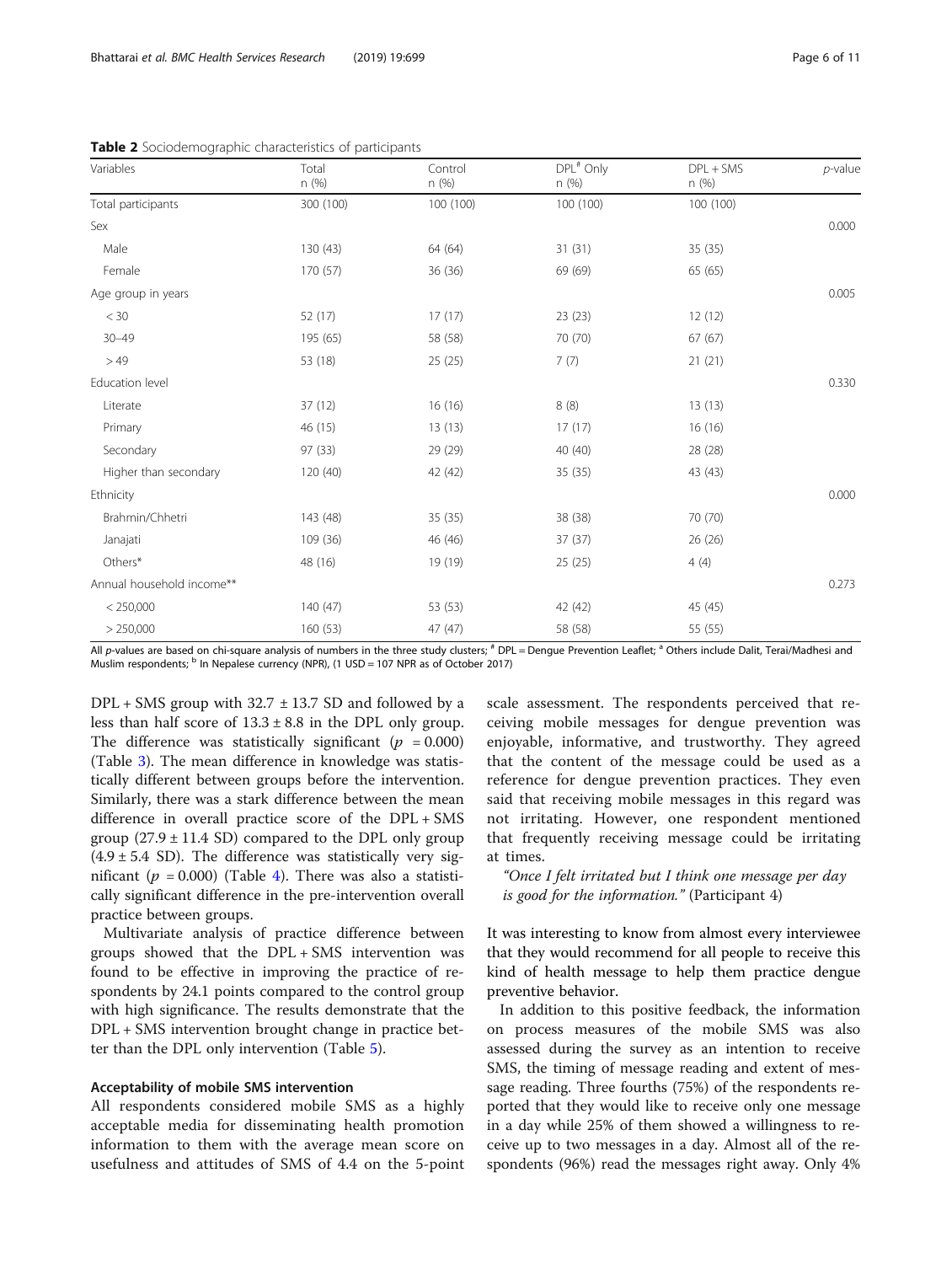**Table 2** Sociodemographic characteristics of participants

| Variables | Total n (%) | Control n (%) | DPL[#] Only n (%) | DPL + SMS n (%) | p-value |
|---|---|---|---|---|---|
| Total participants | 300 (100) | 100 (100) | 100 (100) | 100 (100) | |
| Sex | | | | | 0.000 |
| Male | 130 (43) | 64 (64) | 31 (31) | 35 (35) | |
| Female | 170 (57) | 36 (36) | 69 (69) | 65 (65) | |
| Age group in years | | | | | 0.005 |
| < 30 | 52 (17) | 17 (17) | 23 (23) | 12 (12) | |
| 30–49 | 195 (65) | 58 (58) | 70 (70) | 67 (67) | |
| > 49 | 53 (18) | 25 (25) | 7 (7) | 21 (21) | |
| Education level | | | | | 0.330 |
| Literate | 37 (12) | 16 (16) | 8 (8) | 13 (13) | |
| Primary | 46 (15) | 13 (13) | 17 (17) | 16 (16) | |
| Secondary | 97 (33) | 29 (29) | 40 (40) | 28 (28) | |
| Higher than secondary | 120 (40) | 42 (42) | 35 (35) | 43 (43) | |
| Ethnicity | | | | | 0.000 |
| Brahmin/Chhetri | 143 (48) | 35 (35) | 38 (38) | 70 (70) | |
| Janajati | 109 (36) | 46 (46) | 37 (37) | 26 (26) | |
| Others* | 48 (16) | 19 (19) | 25 (25) | 4 (4) | |
| Annual household income** | | | | | 0.273 |
| < 250,000 | 140 (47) | 53 (53) | 42 (42) | 45 (45) | |
| > 250,000 | 160 (53) | 47 (47) | 58 (58) | 55 (55) | |

All p-values are based on chi-square analysis of numbers in the three study clusters; [#] DPL = Dengue Prevention Leaflet; [a] Others include Dalit, Terai/Madhesi and Muslim respondents; [b] In Nepalese currency (NPR), (1 USD = 107 NPR as of October 2017)

DPL + SMS group with 32.7 ± 13.7 SD and followed by a less than half score of 13.3 ± 8.8 in the DPL only group. The difference was statistically significant ($p = 0.000$) (Table 3). The mean difference in knowledge was statistically different between groups before the intervention. Similarly, there was a stark difference between the mean difference in overall practice score of the DPL + SMS group (27.9 ± 11.4 SD) compared to the DPL only group (4.9 ± 5.4 SD). The difference was statistically very significant ($p = 0.000$) (Table 4). There was also a statistically significant difference in the pre-intervention overall practice between groups.

Multivariate analysis of practice difference between groups showed that the DPL + SMS intervention was found to be effective in improving the practice of respondents by 24.1 points compared to the control group with high significance. The results demonstrate that the DPL + SMS intervention brought change in practice better than the DPL only intervention (Table 5).

### Acceptability of mobile SMS intervention

All respondents considered mobile SMS as a highly acceptable media for disseminating health promotion information to them with the average mean score on usefulness and attitudes of SMS of 4.4 on the 5-point scale assessment. The respondents perceived that receiving mobile messages for dengue prevention was enjoyable, informative, and trustworthy. They agreed that the content of the message could be used as a reference for dengue prevention practices. They even said that receiving mobile messages in this regard was not irritating. However, one respondent mentioned that frequently receiving message could be irritating at times.

> *"Once I felt irritated but I think one message per day is good for the information."* (Participant 4)

It was interesting to know from almost every interviewee that they would recommend for all people to receive this kind of health message to help them practice dengue preventive behavior.

In addition to this positive feedback, the information on process measures of the mobile SMS was also assessed during the survey as an intention to receive SMS, the timing of message reading and extent of message reading. Three fourths (75%) of the respondents reported that they would like to receive only one message in a day while 25% of them showed a willingness to receive up to two messages in a day. Almost all of the respondents (96%) read the messages right away. Only 4%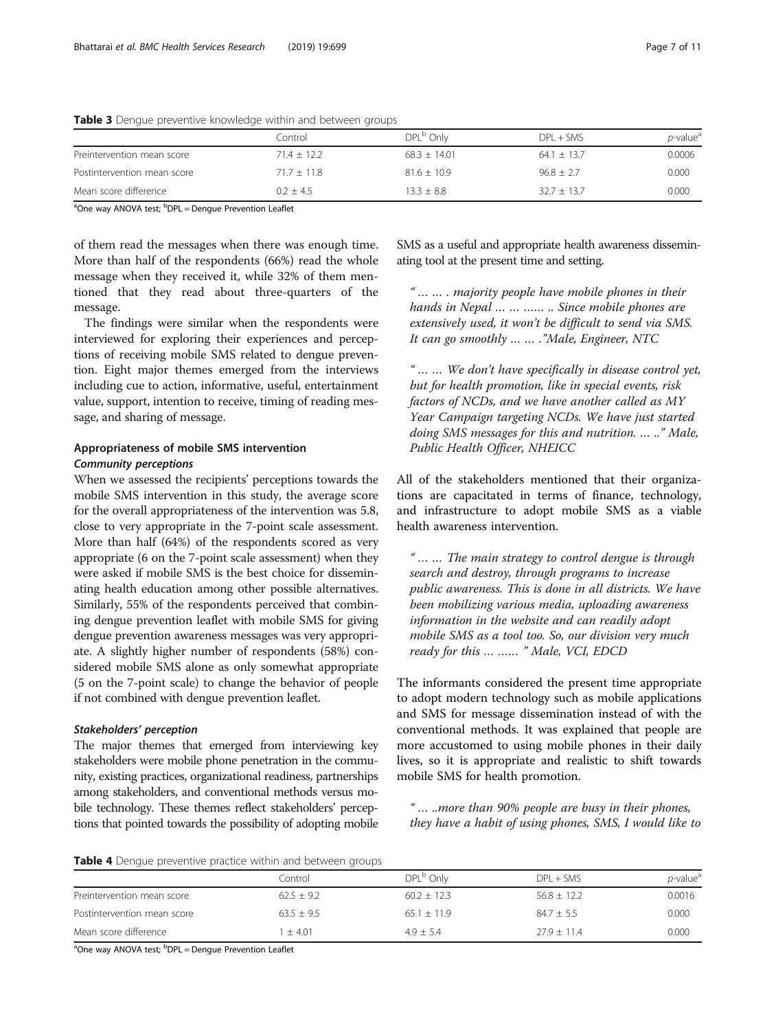**Table 3** Dengue preventive knowledge within and between groups

| | Control | DPL[b] Only | DPL + SMS | p-value[a] |
|---|---|---|---|---|
| Preintervention mean score | 71.4 ± 12.2 | 68.3 ± 14.01 | 64.1 ± 13.7 | 0.0006 |
| Postintervention mean score | 71.7 ± 11.8 | 81.6 ± 10.9 | 96.8 ± 2.7 | 0.000 |
| Mean score difference | 0.2 ± 4.5 | 13.3 ± 8.8 | 32.7 ± 13.7 | 0.000 |

[a]One way ANOVA test; [b]DPL = Dengue Prevention Leaflet

of them read the messages when there was enough time. More than half of the respondents (66%) read the whole message when they received it, while 32% of them mentioned that they read about three-quarters of the message.

The findings were similar when the respondents were interviewed for exploring their experiences and perceptions of receiving mobile SMS related to dengue prevention. Eight major themes emerged from the interviews including cue to action, informative, useful, entertainment value, support, intention to receive, timing of reading message, and sharing of message.

## Appropriateness of mobile SMS intervention

### *Community perceptions*

When we assessed the recipients' perceptions towards the mobile SMS intervention in this study, the average score for the overall appropriateness of the intervention was 5.8, close to very appropriate in the 7-point scale assessment. More than half (64%) of the respondents scored as very appropriate (6 on the 7-point scale assessment) when they were asked if mobile SMS is the best choice for disseminating health education among other possible alternatives. Similarly, 55% of the respondents perceived that combining dengue prevention leaflet with mobile SMS for giving dengue prevention awareness messages was very appropriate. A slightly higher number of respondents (58%) considered mobile SMS alone as only somewhat appropriate (5 on the 7-point scale) to change the behavior of people if not combined with dengue prevention leaflet.

### *Stakeholders' perception*

The major themes that emerged from interviewing key stakeholders were mobile phone penetration in the community, existing practices, organizational readiness, partnerships among stakeholders, and conventional methods versus mobile technology. These themes reflect stakeholders' perceptions that pointed towards the possibility of adopting mobile SMS as a useful and appropriate health awareness disseminating tool at the present time and setting.

> *" … … . majority people have mobile phones in their hands in Nepal … … …… .. Since mobile phones are extensively used, it won't be difficult to send via SMS. It can go smoothly … … ."Male, Engineer, NTC*

> *" … … We don't have specifically in disease control yet, but for health promotion, like in special events, risk factors of NCDs, and we have another called as MY Year Campaign targeting NCDs. We have just started doing SMS messages for this and nutrition. … .." Male, Public Health Officer, NHEICC*

All of the stakeholders mentioned that their organizations are capacitated in terms of finance, technology, and infrastructure to adopt mobile SMS as a viable health awareness intervention.

> *" … … The main strategy to control dengue is through search and destroy, through programs to increase public awareness. This is done in all districts. We have been mobilizing various media, uploading awareness information in the website and can readily adopt mobile SMS as a tool too. So, our division very much ready for this … …… " Male, VCI, EDCD*

The informants considered the present time appropriate to adopt modern technology such as mobile applications and SMS for message dissemination instead of with the conventional methods. It was explained that people are more accustomed to using mobile phones in their daily lives, so it is appropriate and realistic to shift towards mobile SMS for health promotion.

> *" … ..more than 90% people are busy in their phones, they have a habit of using phones, SMS, I would like to*

**Table 4** Dengue preventive practice within and between groups

| | Control | DPL[b] Only | DPL + SMS | p-value[a] |
|---|---|---|---|---|
| Preintervention mean score | 62.5 ± 9.2 | 60.2 ± 12.3 | 56.8 ± 12.2 | 0.0016 |
| Postintervention mean score | 63.5 ± 9.5 | 65.1 ± 11.9 | 84.7 ± 5.5 | 0.000 |
| Mean score difference | 1 ± 4.01 | 4.9 ± 5.4 | 27.9 ± 11.4 | 0.000 |

[a]One way ANOVA test; [b]DPL = Dengue Prevention Leaflet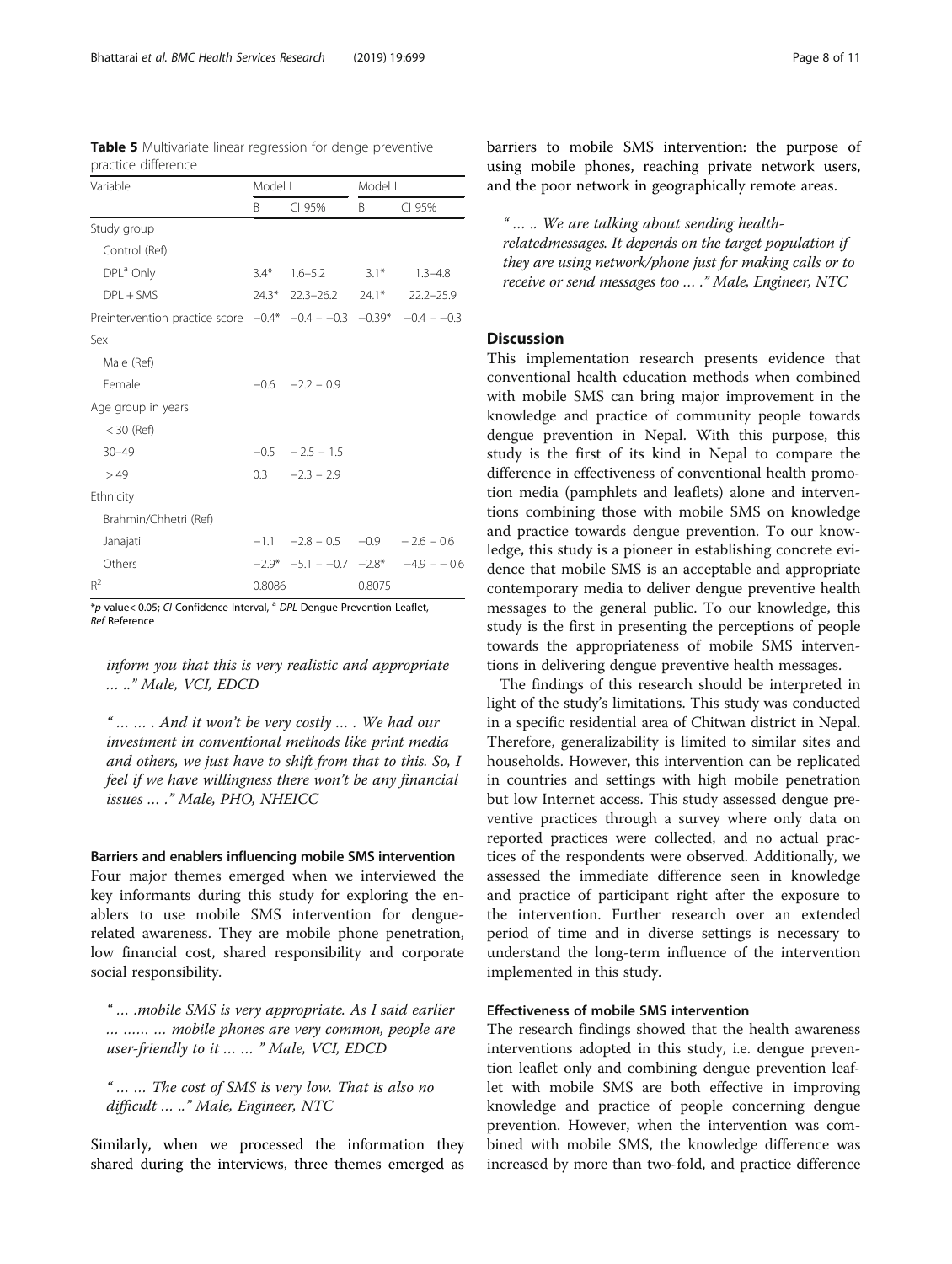**Table 5** Multivariate linear regression for denge preventive practice difference

| Variable | Model I | | Model II | |
|---|---|---|---|---|
| | B | CI 95% | B | CI 95% |
| Study group | | | | |
| Control (Ref) | | | | |
| DPL[a] Only | 3.4* | 1.6–5.2 | 3.1* | 1.3–4.8 |
| DPL + SMS | 24.3* | 22.3–26.2 | 24.1* | 22.2–25.9 |
| Preintervention practice score | −0.4* | −0.4 – −0.3 | −0.39* | −0.4 – −0.3 |
| Sex | | | | |
| Male (Ref) | | | | |
| Female | −0.6 | −2.2 – 0.9 | | |
| Age group in years | | | | |
| < 30 (Ref) | | | | |
| 30–49 | −0.5 | − 2.5 – 1.5 | | |
| > 49 | 0.3 | −2.3 – 2.9 | | |
| Ethnicity | | | | |
| Brahmin/Chhetri (Ref) | | | | |
| Janajati | −1.1 | −2.8 – 0.5 | −0.9 | − 2.6 – 0.6 |
| Others | −2.9* | −5.1 – −0.7 | −2.8* | −4.9 – − 0.6 |
| $R^2$ | 0.8086 | | 0.8075 | |

*p-value< 0.05; *CI* Confidence Interval, [a] *DPL* Dengue Prevention Leaflet, *Ref* Reference

*inform you that this is very realistic and appropriate … ..." Male, VCI, EDCD*

*" … … . And it won't be very costly … . We had our investment in conventional methods like print media and others, we just have to shift from that to this. So, I feel if we have willingness there won't be any financial issues … ." Male, PHO, NHEICC*

### Barriers and enablers influencing mobile SMS intervention

Four major themes emerged when we interviewed the key informants during this study for exploring the enablers to use mobile SMS intervention for dengue-related awareness. They are mobile phone penetration, low financial cost, shared responsibility and corporate social responsibility.

*" … .mobile SMS is very appropriate. As I said earlier … …… … mobile phones are very common, people are user-friendly to it … … " Male, VCI, EDCD*

*" … … The cost of SMS is very low. That is also no difficult … .." Male, Engineer, NTC*

Similarly, when we processed the information they shared during the interviews, three themes emerged as barriers to mobile SMS intervention: the purpose of using mobile phones, reaching private network users, and the poor network in geographically remote areas.

*" … .. We are talking about sending health-relatedmessages. It depends on the target population if they are using network/phone just for making calls or to receive or send messages too … ." Male, Engineer, NTC*

## Discussion

This implementation research presents evidence that conventional health education methods when combined with mobile SMS can bring major improvement in the knowledge and practice of community people towards dengue prevention in Nepal. With this purpose, this study is the first of its kind in Nepal to compare the difference in effectiveness of conventional health promotion media (pamphlets and leaflets) alone and interventions combining those with mobile SMS on knowledge and practice towards dengue prevention. To our knowledge, this study is a pioneer in establishing concrete evidence that mobile SMS is an acceptable and appropriate contemporary media to deliver dengue preventive health messages to the general public. To our knowledge, this study is the first in presenting the perceptions of people towards the appropriateness of mobile SMS interventions in delivering dengue preventive health messages.

The findings of this research should be interpreted in light of the study's limitations. This study was conducted in a specific residential area of Chitwan district in Nepal. Therefore, generalizability is limited to similar sites and households. However, this intervention can be replicated in countries and settings with high mobile penetration but low Internet access. This study assessed dengue preventive practices through a survey where only data on reported practices were collected, and no actual practices of the respondents were observed. Additionally, we assessed the immediate difference seen in knowledge and practice of participant right after the exposure to the intervention. Further research over an extended period of time and in diverse settings is necessary to understand the long-term influence of the intervention implemented in this study.

### Effectiveness of mobile SMS intervention

The research findings showed that the health awareness interventions adopted in this study, i.e. dengue prevention leaflet only and combining dengue prevention leaflet with mobile SMS are both effective in improving knowledge and practice of people concerning dengue prevention. However, when the intervention was combined with mobile SMS, the knowledge difference was increased by more than two-fold, and practice difference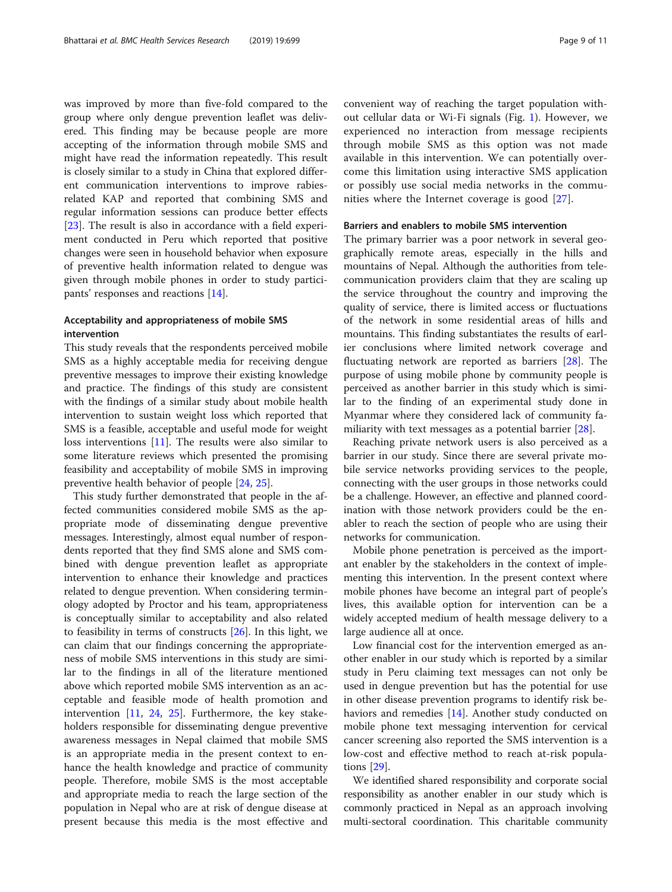was improved by more than five-fold compared to the group where only dengue prevention leaflet was delivered. This finding may be because people are more accepting of the information through mobile SMS and might have read the information repeatedly. This result is closely similar to a study in China that explored different communication interventions to improve rabies-related KAP and reported that combining SMS and regular information sessions can produce better effects [23]. The result is also in accordance with a field experiment conducted in Peru which reported that positive changes were seen in household behavior when exposure of preventive health information related to dengue was given through mobile phones in order to study participants' responses and reactions [14].

### Acceptability and appropriateness of mobile SMS intervention

This study reveals that the respondents perceived mobile SMS as a highly acceptable media for receiving dengue preventive messages to improve their existing knowledge and practice. The findings of this study are consistent with the findings of a similar study about mobile health intervention to sustain weight loss which reported that SMS is a feasible, acceptable and useful mode for weight loss interventions [11]. The results were also similar to some literature reviews which presented the promising feasibility and acceptability of mobile SMS in improving preventive health behavior of people [24, 25].

This study further demonstrated that people in the affected communities considered mobile SMS as the appropriate mode of disseminating dengue preventive messages. Interestingly, almost equal number of respondents reported that they find SMS alone and SMS combined with dengue prevention leaflet as appropriate intervention to enhance their knowledge and practices related to dengue prevention. When considering terminology adopted by Proctor and his team, appropriateness is conceptually similar to acceptability and also related to feasibility in terms of constructs [26]. In this light, we can claim that our findings concerning the appropriateness of mobile SMS interventions in this study are similar to the findings in all of the literature mentioned above which reported mobile SMS intervention as an acceptable and feasible mode of health promotion and intervention [11, 24, 25]. Furthermore, the key stakeholders responsible for disseminating dengue preventive awareness messages in Nepal claimed that mobile SMS is an appropriate media in the present context to enhance the health knowledge and practice of community people. Therefore, mobile SMS is the most acceptable and appropriate media to reach the large section of the population in Nepal who are at risk of dengue disease at present because this media is the most effective and convenient way of reaching the target population without cellular data or Wi-Fi signals (Fig. 1). However, we experienced no interaction from message recipients through mobile SMS as this option was not made available in this intervention. We can potentially overcome this limitation using interactive SMS application or possibly use social media networks in the communities where the Internet coverage is good [27].

### Barriers and enablers to mobile SMS intervention

The primary barrier was a poor network in several geographically remote areas, especially in the hills and mountains of Nepal. Although the authorities from telecommunication providers claim that they are scaling up the service throughout the country and improving the quality of service, there is limited access or fluctuations of the network in some residential areas of hills and mountains. This finding substantiates the results of earlier conclusions where limited network coverage and fluctuating network are reported as barriers [28]. The purpose of using mobile phone by community people is perceived as another barrier in this study which is similar to the finding of an experimental study done in Myanmar where they considered lack of community familiarity with text messages as a potential barrier [28].

Reaching private network users is also perceived as a barrier in our study. Since there are several private mobile service networks providing services to the people, connecting with the user groups in those networks could be a challenge. However, an effective and planned coordination with those network providers could be the enabler to reach the section of people who are using their networks for communication.

Mobile phone penetration is perceived as the important enabler by the stakeholders in the context of implementing this intervention. In the present context where mobile phones have become an integral part of people's lives, this available option for intervention can be a widely accepted medium of health message delivery to a large audience all at once.

Low financial cost for the intervention emerged as another enabler in our study which is reported by a similar study in Peru claiming text messages can not only be used in dengue prevention but has the potential for use in other disease prevention programs to identify risk behaviors and remedies [14]. Another study conducted on mobile phone text messaging intervention for cervical cancer screening also reported the SMS intervention is a low-cost and effective method to reach at-risk populations [29].

We identified shared responsibility and corporate social responsibility as another enabler in our study which is commonly practiced in Nepal as an approach involving multi-sectoral coordination. This charitable community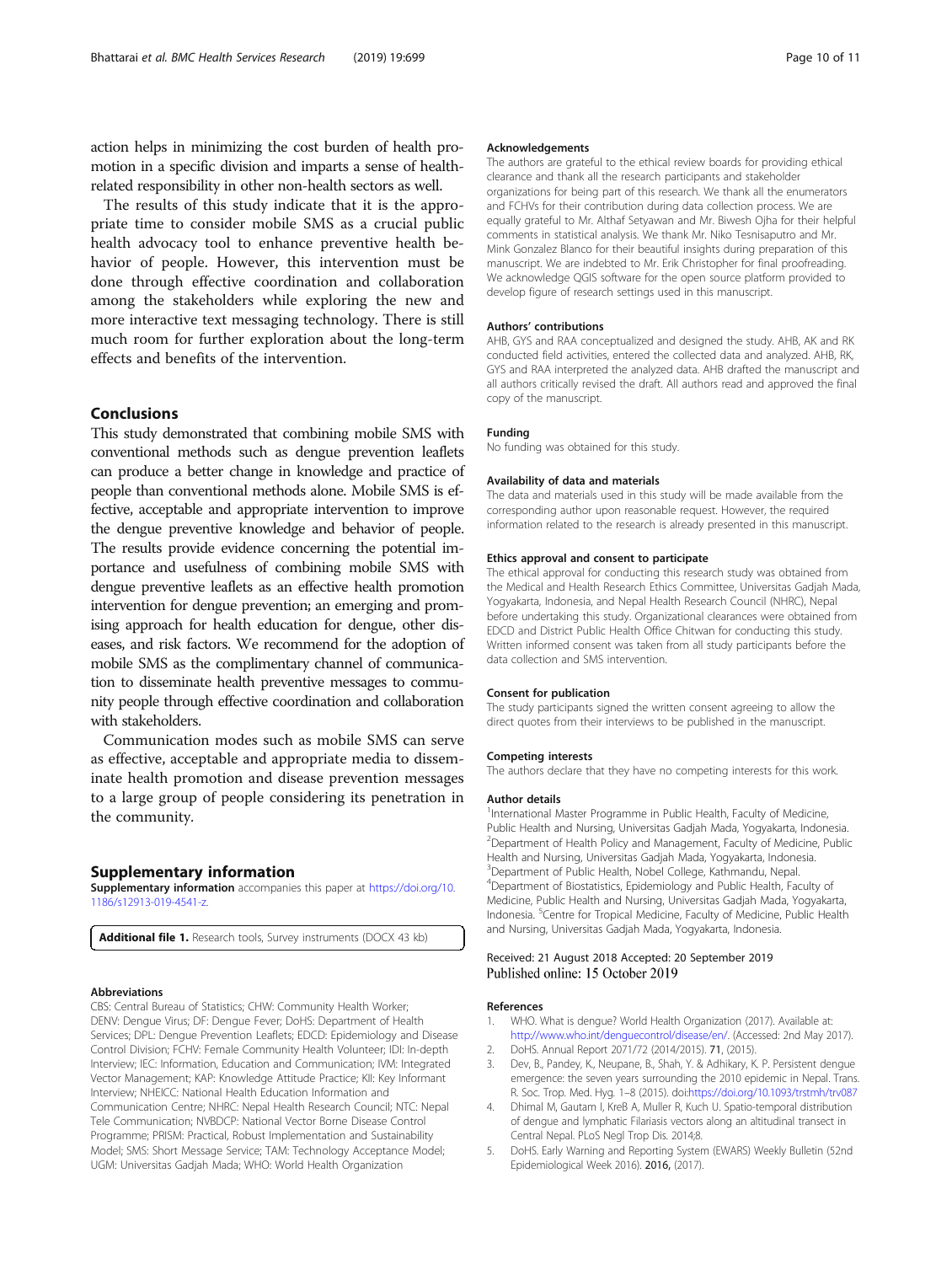action helps in minimizing the cost burden of health promotion in a specific division and imparts a sense of health-related responsibility in other non-health sectors as well.

The results of this study indicate that it is the appropriate time to consider mobile SMS as a crucial public health advocacy tool to enhance preventive health behavior of people. However, this intervention must be done through effective coordination and collaboration among the stakeholders while exploring the new and more interactive text messaging technology. There is still much room for further exploration about the long-term effects and benefits of the intervention.

## Conclusions

This study demonstrated that combining mobile SMS with conventional methods such as dengue prevention leaflets can produce a better change in knowledge and practice of people than conventional methods alone. Mobile SMS is effective, acceptable and appropriate intervention to improve the dengue preventive knowledge and behavior of people. The results provide evidence concerning the potential importance and usefulness of combining mobile SMS with dengue preventive leaflets as an effective health promotion intervention for dengue prevention; an emerging and promising approach for health education for dengue, other diseases, and risk factors. We recommend for the adoption of mobile SMS as the complimentary channel of communication to disseminate health preventive messages to community people through effective coordination and collaboration with stakeholders.

Communication modes such as mobile SMS can serve as effective, acceptable and appropriate media to disseminate health promotion and disease prevention messages to a large group of people considering its penetration in the community.

## Supplementary information

**Supplementary information** accompanies this paper at https://doi.org/10.1186/s12913-019-4541-z.

**Additional file 1.** Research tools, Survey instruments (DOCX 43 kb)

#### Abbreviations

CBS: Central Bureau of Statistics; CHW: Community Health Worker; DENV: Dengue Virus; DF: Dengue Fever; DoHS: Department of Health Services; DPL: Dengue Prevention Leaflets; EDCD: Epidemiology and Disease Control Division; FCHV: Female Community Health Volunteer; IDI: In-depth Interview; IEC: Information, Education and Communication; IVM: Integrated Vector Management; KAP: Knowledge Attitude Practice; KII: Key Informant Interview; NHEICC: National Health Education Information and Communication Centre; NHRC: Nepal Health Research Council; NTC: Nepal Tele Communication; NVBDCP: National Vector Borne Disease Control Programme; PRISM: Practical, Robust Implementation and Sustainability Model; SMS: Short Message Service; TAM: Technology Acceptance Model; UGM: Universitas Gadjah Mada; WHO: World Health Organization

#### Acknowledgements

The authors are grateful to the ethical review boards for providing ethical clearance and thank all the research participants and stakeholder organizations for being part of this research. We thank all the enumerators and FCHVs for their contribution during data collection process. We are equally grateful to Mr. Althaf Setyawan and Mr. Biwesh Ojha for their helpful comments in statistical analysis. We thank Mr. Niko Tesnisaputro and Mr. Mink Gonzalez Blanco for their beautiful insights during preparation of this manuscript. We are indebted to Mr. Erik Christopher for final proofreading. We acknowledge QGIS software for the open source platform provided to develop figure of research settings used in this manuscript.

#### Authors' contributions

AHB, GYS and RAA conceptualized and designed the study. AHB, AK and RK conducted field activities, entered the collected data and analyzed. AHB, RK, GYS and RAA interpreted the analyzed data. AHB drafted the manuscript and all authors critically revised the draft. All authors read and approved the final copy of the manuscript.

#### Funding

No funding was obtained for this study.

#### Availability of data and materials

The data and materials used in this study will be made available from the corresponding author upon reasonable request. However, the required information related to the research is already presented in this manuscript.

#### Ethics approval and consent to participate

The ethical approval for conducting this research study was obtained from the Medical and Health Research Ethics Committee, Universitas Gadjah Mada, Yogyakarta, Indonesia, and Nepal Health Research Council (NHRC), Nepal before undertaking this study. Organizational clearances were obtained from EDCD and District Public Health Office Chitwan for conducting this study. Written informed consent was taken from all study participants before the data collection and SMS intervention.

#### Consent for publication

The study participants signed the written consent agreeing to allow the direct quotes from their interviews to be published in the manuscript.

#### Competing interests

The authors declare that they have no competing interests for this work.

#### Author details

[1]International Master Programme in Public Health, Faculty of Medicine, Public Health and Nursing, Universitas Gadjah Mada, Yogyakarta, Indonesia. [2]Department of Health Policy and Management, Faculty of Medicine, Public Health and Nursing, Universitas Gadjah Mada, Yogyakarta, Indonesia. [3]Department of Public Health, Nobel College, Kathmandu, Nepal. [4]Department of Biostatistics, Epidemiology and Public Health, Faculty of Medicine, Public Health and Nursing, Universitas Gadjah Mada, Yogyakarta, Indonesia. [5]Centre for Tropical Medicine, Faculty of Medicine, Public Health and Nursing, Universitas Gadjah Mada, Yogyakarta, Indonesia.

Received: 21 August 2018 Accepted: 20 September 2019
Published online: 15 October 2019

#### References

1. WHO. What is dengue? World Health Organization (2017). Available at: http://www.who.int/denguecontrol/disease/en/. (Accessed: 2nd May 2017).
2. DoHS. Annual Report 2071/72 (2014/2015). **71**, (2015).
3. Dev, B., Pandey, K., Neupane, B., Shah, Y. & Adhikary, K. P. Persistent dengue emergence: the seven years surrounding the 2010 epidemic in Nepal. Trans. R. Soc. Trop. Med. Hyg. 1–8 (2015). doi:https://doi.org/10.1093/trstmh/trv087
4. Dhimal M, Gautam I, KreB A, Muller R, Kuch U. Spatio-temporal distribution of dengue and lymphatic Filariasis vectors along an altitudinal transect in Central Nepal. PLoS Negl Trop Dis. 2014;8.
5. DoHS. Early Warning and Reporting System (EWARS) Weekly Bulletin (52nd Epidemiological Week 2016). **2016**, (2017).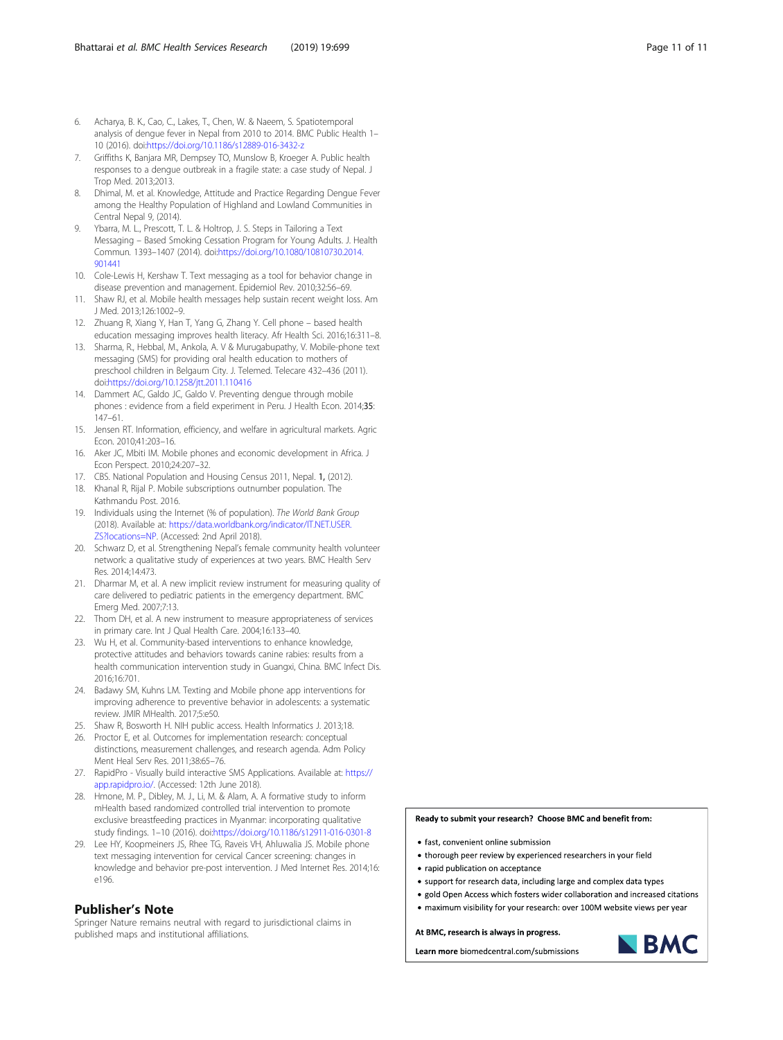6. Acharya, B. K., Cao, C., Lakes, T., Chen, W. & Naeem, S. Spatiotemporal analysis of dengue fever in Nepal from 2010 to 2014. BMC Public Health 1–10 (2016). doi:https://doi.org/10.1186/s12889-016-3432-z
7. Griffiths K, Banjara MR, Dempsey TO, Munslow B, Kroeger A. Public health responses to a dengue outbreak in a fragile state: a case study of Nepal. J Trop Med. 2013;2013.
8. Dhimal, M. et al. Knowledge, Attitude and Practice Regarding Dengue Fever among the Healthy Population of Highland and Lowland Communities in Central Nepal 9, (2014).
9. Ybarra, M. L., Prescott, T. L. & Holtrop, J. S. Steps in Tailoring a Text Messaging – Based Smoking Cessation Program for Young Adults. J. Health Commun. 1393–1407 (2014). doi:https://doi.org/10.1080/10810730.2014.901441
10. Cole-Lewis H, Kershaw T. Text messaging as a tool for behavior change in disease prevention and management. Epidemiol Rev. 2010;32:56–69.
11. Shaw RJ, et al. Mobile health messages help sustain recent weight loss. Am J Med. 2013;126:1002–9.
12. Zhuang R, Xiang Y, Han T, Yang G, Zhang Y. Cell phone – based health education messaging improves health literacy. Afr Health Sci. 2016;16:311–8.
13. Sharma, R., Hebbal, M., Ankola, A. V & Murugabupathy, V. Mobile-phone text messaging (SMS) for providing oral health education to mothers of preschool children in Belgaum City. J. Telemed. Telecare 432–436 (2011). doi:https://doi.org/10.1258/jtt.2011.110416
14. Dammert AC, Galdo JC, Galdo V. Preventing dengue through mobile phones : evidence from a field experiment in Peru. J Health Econ. 2014;**35**: 147–61.
15. Jensen RT. Information, efficiency, and welfare in agricultural markets. Agric Econ. 2010;41:203–16.
16. Aker JC, Mbiti IM. Mobile phones and economic development in Africa. J Econ Perspect. 2010;24:207–32.
17. CBS. National Population and Housing Census 2011, Nepal. **1**, (2012).
18. Khanal R, Rijal P. Mobile subscriptions outnumber population. The Kathmandu Post. 2016.
19. Individuals using the Internet (% of population). *The World Bank Group* (2018). Available at: https://data.worldbank.org/indicator/IT.NET.USER.ZS?locations=NP. (Accessed: 2nd April 2018).
20. Schwarz D, et al. Strengthening Nepal's female community health volunteer network: a qualitative study of experiences at two years. BMC Health Serv Res. 2014;14:473.
21. Dharmar M, et al. A new implicit review instrument for measuring quality of care delivered to pediatric patients in the emergency department. BMC Emerg Med. 2007;7:13.
22. Thom DH, et al. A new instrument to measure appropriateness of services in primary care. Int J Qual Health Care. 2004;16:133–40.
23. Wu H, et al. Community-based interventions to enhance knowledge, protective attitudes and behaviors towards canine rabies: results from a health communication intervention study in Guangxi, China. BMC Infect Dis. 2016;16:701.
24. Badawy SM, Kuhns LM. Texting and Mobile phone app interventions for improving adherence to preventive behavior in adolescents: a systematic review. JMIR MHealth. 2017;5:e50.
25. Shaw R, Bosworth H. NIH public access. Health Informatics J. 2013;18.
26. Proctor E, et al. Outcomes for implementation research: conceptual distinctions, measurement challenges, and research agenda. Adm Policy Ment Heal Serv Res. 2011;38:65–76.
27. RapidPro - Visually build interactive SMS Applications. Available at: https://app.rapidpro.io/. (Accessed: 12th June 2018).
28. Hmone, M. P., Dibley, M. J., Li, M. & Alam, A. A formative study to inform mHealth based randomized controlled trial intervention to promote exclusive breastfeeding practices in Myanmar: incorporating qualitative study findings. 1–10 (2016). doi:https://doi.org/10.1186/s12911-016-0301-8
29. Lee HY, Koopmeiners JS, Rhee TG, Raveis VH, Ahluwalia JS. Mobile phone text messaging intervention for cervical Cancer screening: changes in knowledge and behavior pre-post intervention. J Med Internet Res. 2014;16: e196.

## Publisher's Note

Springer Nature remains neutral with regard to jurisdictional claims in published maps and institutional affiliations.

**Ready to submit your research? Choose BMC and benefit from:**

- fast, convenient online submission
- thorough peer review by experienced researchers in your field
- rapid publication on acceptance
- support for research data, including large and complex data types
- gold Open Access which fosters wider collaboration and increased citations
- maximum visibility for your research: over 100M website views per year

**At BMC, research is always in progress.**

**Learn more** biomedcentral.com/submissions

BMC